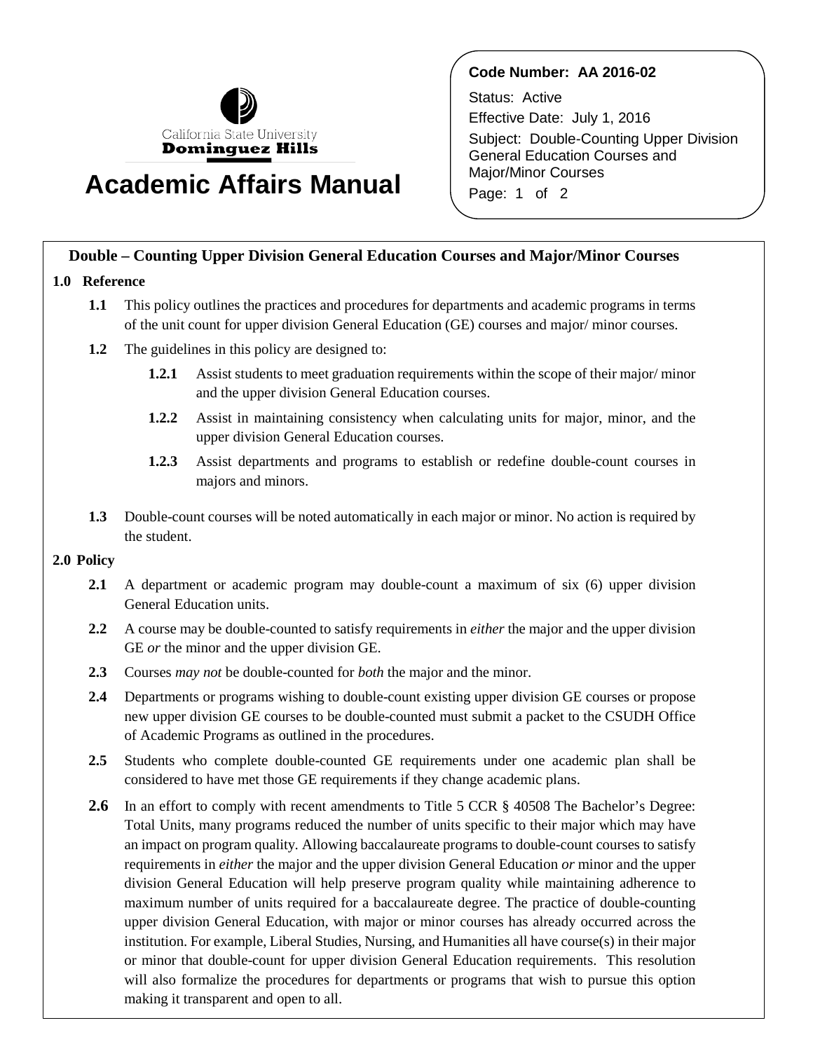California State University Dominguez Hills

# Academic Affairs Manual

**Code Number: AA 2016-02**

Status: Active

Effective Date: July 1, 2016

Subject: Double-Counting Upper Division General Education Courses and Major/Minor Courses

## Double – Counting Upper Division General Education Courses and Major/Minor Courses

### 1.0 Reference

**1.1** This policy outlines the practices and procedures for departments and academic programs in terms of the unit count for upper division General Education (GE) courses and major/ minor courses.

**1.2** The guidelines in this policy are designed to:

- **1.2.1** Assist students to meet graduation requirements within the scope of their major/ minor and the upper division General Education courses.
- **1.2.2** Assist in maintaining consistency when calculating units for major, minor, and the upper division General Education courses.
- **1.2.3** Assist departments and programs to establish or redefine double-count courses in majors and minors.

**1.3** Double-count courses will be noted automatically in each major or minor. No action is required by the student.

### 2.0 Policy

**2.1** A department or academic program may double-count a maximum of six (6) upper division General Education units.

**2.2** A course may be double-counted to satisfy requirements in *either* the major and the upper division GE *or* the minor and the upper division GE.

**2.3** Courses *may not* be double-counted for *both* the major and the minor.

**2.4** Departments or programs wishing to double-count existing upper division GE courses or propose new upper division GE courses to be double-counted must submit a packet to the CSUDH Office of Academic Programs as outlined in the procedures.

**2.5** Students who complete double-counted GE requirements under one academic plan shall be considered to have met those GE requirements if they change academic plans.

**2.6** In an effort to comply with recent amendments to Title 5 CCR § 40508 The Bachelor's Degree: Total Units, many programs reduced the number of units specific to their major which may have an impact on program quality. Allowing baccalaureate programs to double-count courses to satisfy requirements in *either* the major and the upper division General Education *or* minor and the upper division General Education will help preserve program quality while maintaining adherence to maximum number of units required for a baccalaureate degree. The practice of double-counting upper division General Education, with major or minor courses has already occurred across the institution. For example, Liberal Studies, Nursing, and Humanities all have course(s) in their major or minor that double-count for upper division General Education requirements. This resolution will also formalize the procedures for departments or programs that wish to pursue this option making it transparent and open to all.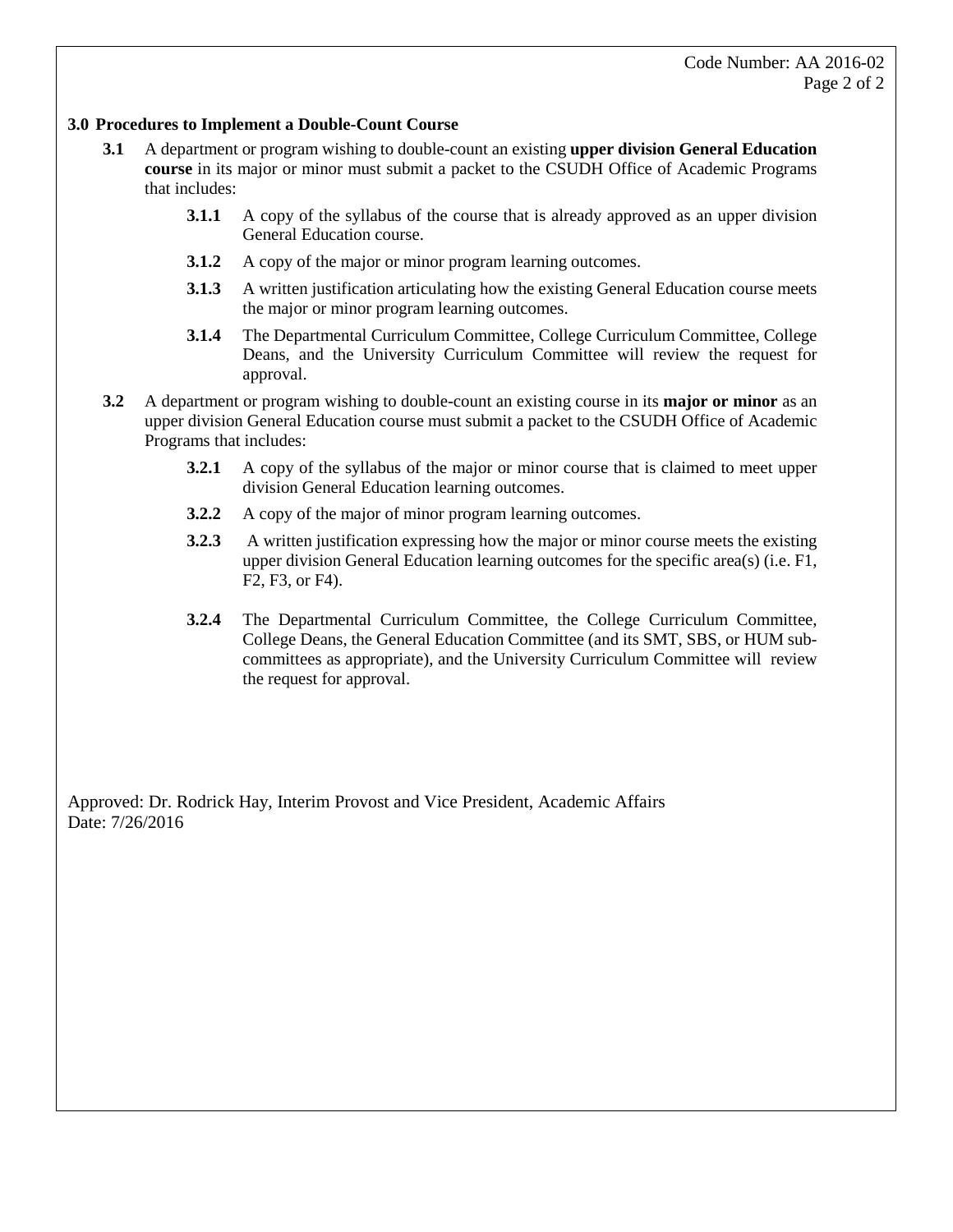### 3.0 Procedures to Implement a Double-Count Course

**3.1** A department or program wishing to double-count an existing **upper division General Education course** in its major or minor must submit a packet to the CSUDH Office of Academic Programs that includes:

- **3.1.1** A copy of the syllabus of the course that is already approved as an upper division General Education course.
- **3.1.2** A copy of the major or minor program learning outcomes.
- **3.1.3** A written justification articulating how the existing General Education course meets the major or minor program learning outcomes.
- **3.1.4** The Departmental Curriculum Committee, College Curriculum Committee, College Deans, and the University Curriculum Committee will review the request for approval.

**3.2** A department or program wishing to double-count an existing course in its **major or minor** as an upper division General Education course must submit a packet to the CSUDH Office of Academic Programs that includes:

- **3.2.1** A copy of the syllabus of the major or minor course that is claimed to meet upper division General Education learning outcomes.
- **3.2.2** A copy of the major of minor program learning outcomes.
- **3.2.3** A written justification expressing how the major or minor course meets the existing upper division General Education learning outcomes for the specific area(s) (i.e. F1, F2, F3, or F4).
- **3.2.4** The Departmental Curriculum Committee, the College Curriculum Committee, College Deans, the General Education Committee (and its SMT, SBS, or HUM sub-committees as appropriate), and the University Curriculum Committee will review the request for approval.

Approved: Dr. Rodrick Hay, Interim Provost and Vice President, Academic Affairs
Date: 7/26/2016